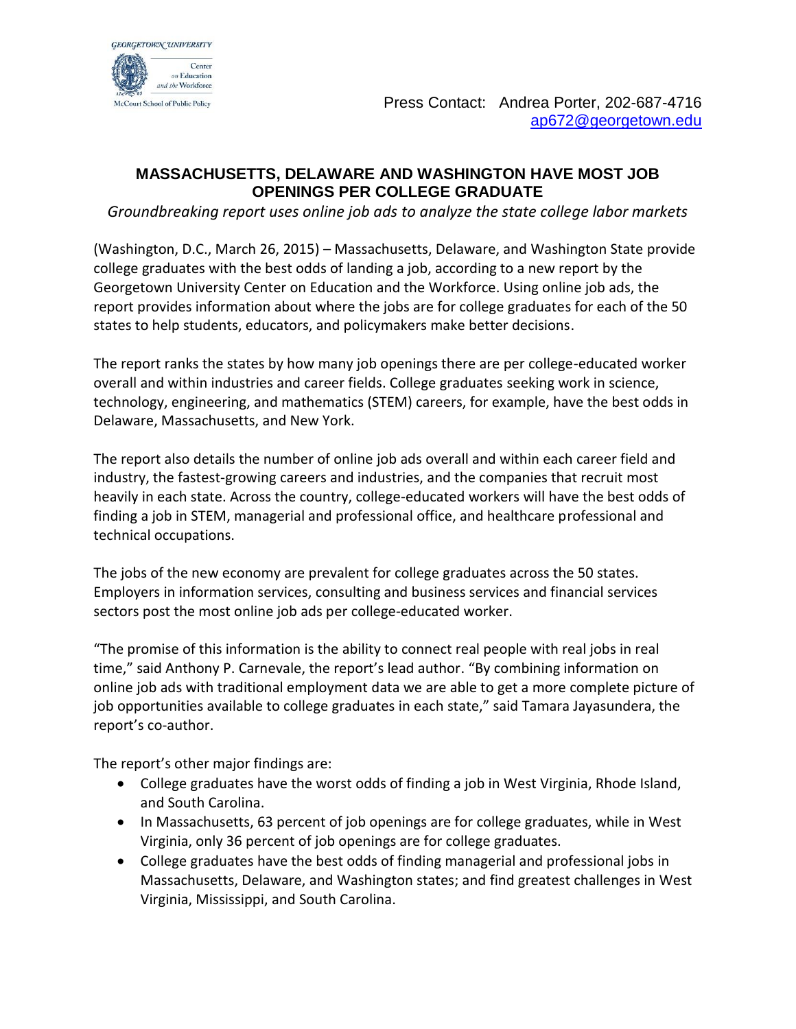GEORGETOWN UNIVERSITY
Center on Education and the Workforce
McCourt School of Public Policy

Press Contact: Andrea Porter, 202-687-4716
ap672@georgetown.edu

## MASSACHUSETTS, DELAWARE AND WASHINGTON HAVE MOST JOB OPENINGS PER COLLEGE GRADUATE

*Groundbreaking report uses online job ads to analyze the state college labor markets*

(Washington, D.C., March 26, 2015) – Massachusetts, Delaware, and Washington State provide college graduates with the best odds of landing a job, according to a new report by the Georgetown University Center on Education and the Workforce. Using online job ads, the report provides information about where the jobs are for college graduates for each of the 50 states to help students, educators, and policymakers make better decisions.

The report ranks the states by how many job openings there are per college-educated worker overall and within industries and career fields. College graduates seeking work in science, technology, engineering, and mathematics (STEM) careers, for example, have the best odds in Delaware, Massachusetts, and New York.

The report also details the number of online job ads overall and within each career field and industry, the fastest-growing careers and industries, and the companies that recruit most heavily in each state. Across the country, college-educated workers will have the best odds of finding a job in STEM, managerial and professional office, and healthcare professional and technical occupations.

The jobs of the new economy are prevalent for college graduates across the 50 states. Employers in information services, consulting and business services and financial services sectors post the most online job ads per college-educated worker.

"The promise of this information is the ability to connect real people with real jobs in real time," said Anthony P. Carnevale, the report's lead author. "By combining information on online job ads with traditional employment data we are able to get a more complete picture of job opportunities available to college graduates in each state," said Tamara Jayasundera, the report's co-author.

The report's other major findings are:

- College graduates have the worst odds of finding a job in West Virginia, Rhode Island, and South Carolina.
- In Massachusetts, 63 percent of job openings are for college graduates, while in West Virginia, only 36 percent of job openings are for college graduates.
- College graduates have the best odds of finding managerial and professional jobs in Massachusetts, Delaware, and Washington states; and find greatest challenges in West Virginia, Mississippi, and South Carolina.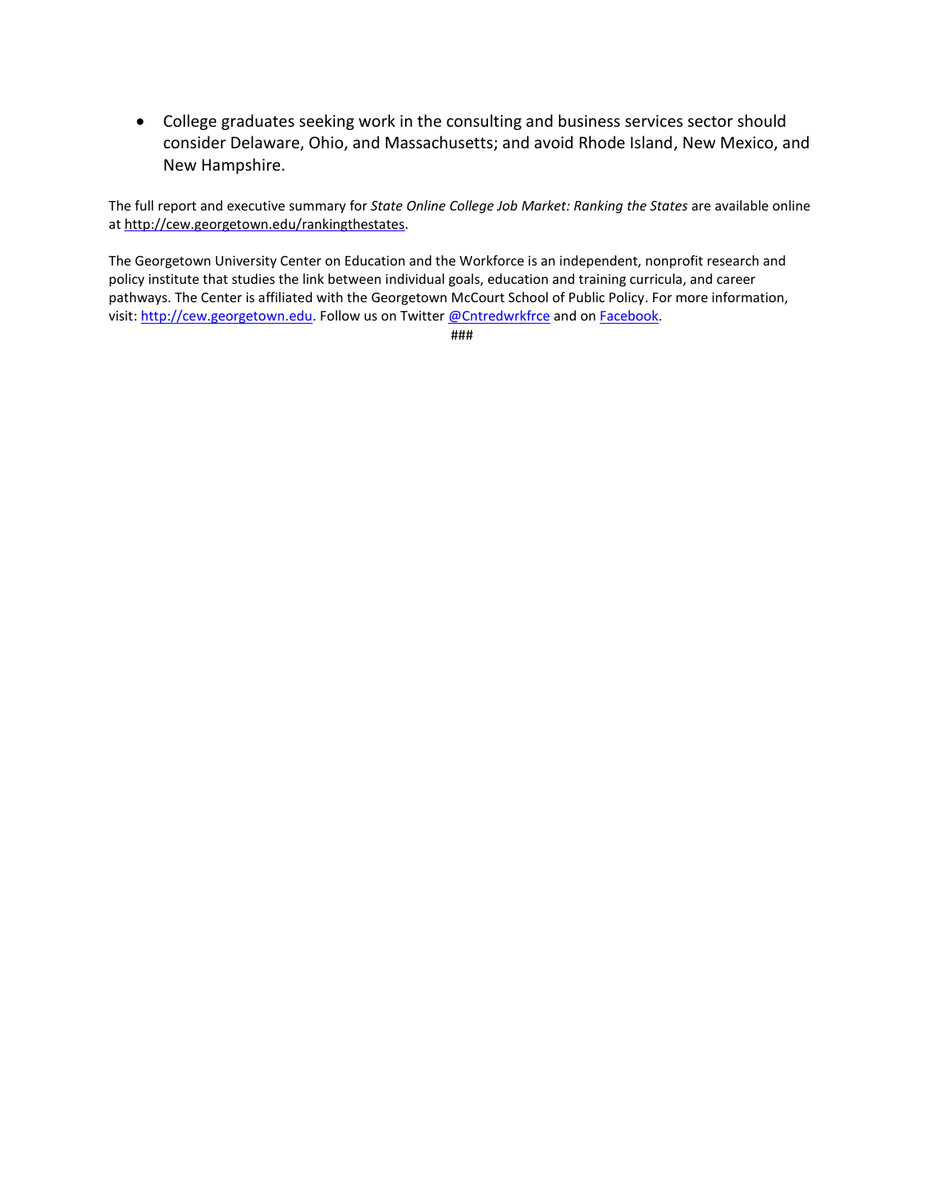- College graduates seeking work in the consulting and business services sector should consider Delaware, Ohio, and Massachusetts; and avoid Rhode Island, New Mexico, and New Hampshire.

The full report and executive summary for *State Online College Job Market: Ranking the States* are available online at http://cew.georgetown.edu/rankingthestates.

The Georgetown University Center on Education and the Workforce is an independent, nonprofit research and policy institute that studies the link between individual goals, education and training curricula, and career pathways. The Center is affiliated with the Georgetown McCourt School of Public Policy. For more information, visit: http://cew.georgetown.edu. Follow us on Twitter @Cntredwrkfrce and on Facebook.

###